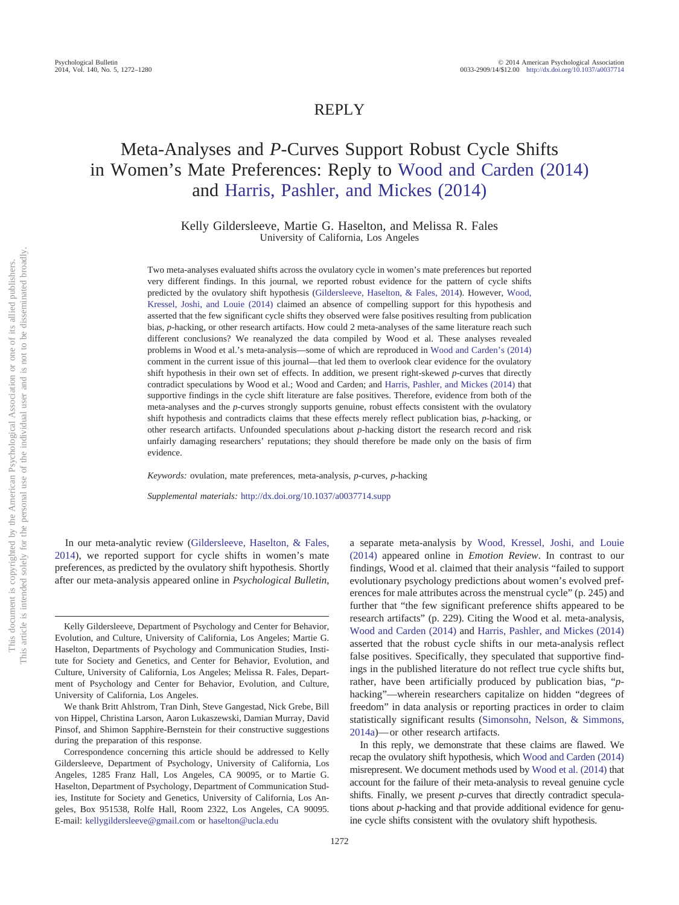# REPLY

# Meta-Analyses and *P*-Curves Support Robust Cycle Shifts in Women's Mate Preferences: Reply to Wood and Carden (2014) and Harris, Pashler, and Mickes (2014)

Kelly Gildersleeve, Martie G. Haselton, and Melissa R. Fales
University of California, Los Angeles

Two meta-analyses evaluated shifts across the ovulatory cycle in women's mate preferences but reported very different findings. In this journal, we reported robust evidence for the pattern of cycle shifts predicted by the ovulatory shift hypothesis (Gildersleeve, Haselton, & Fales, 2014). However, Wood, Kressel, Joshi, and Louie (2014) claimed an absence of compelling support for this hypothesis and asserted that the few significant cycle shifts they observed were false positives resulting from publication bias, *p*-hacking, or other research artifacts. How could 2 meta-analyses of the same literature reach such different conclusions? We reanalyzed the data compiled by Wood et al. These analyses revealed problems in Wood et al.'s meta-analysis—some of which are reproduced in Wood and Carden's (2014) comment in the current issue of this journal—that led them to overlook clear evidence for the ovulatory shift hypothesis in their own set of effects. In addition, we present right-skewed *p*-curves that directly contradict speculations by Wood et al.; Wood and Carden; and Harris, Pashler, and Mickes (2014) that supportive findings in the cycle shift literature are false positives. Therefore, evidence from both of the meta-analyses and the *p*-curves strongly supports genuine, robust effects consistent with the ovulatory shift hypothesis and contradicts claims that these effects merely reflect publication bias, *p*-hacking, or other research artifacts. Unfounded speculations about *p*-hacking distort the research record and risk unfairly damaging researchers' reputations; they should therefore be made only on the basis of firm evidence.

*Keywords:* ovulation, mate preferences, meta-analysis, *p*-curves, *p*-hacking

*Supplemental materials:* http://dx.doi.org/10.1037/a0037714.supp

In our meta-analytic review (Gildersleeve, Haselton, & Fales, 2014), we reported support for cycle shifts in women's mate preferences, as predicted by the ovulatory shift hypothesis. Shortly after our meta-analysis appeared online in *Psychological Bulletin*, a separate meta-analysis by Wood, Kressel, Joshi, and Louie (2014) appeared online in *Emotion Review*. In contrast to our findings, Wood et al. claimed that their analysis "failed to support evolutionary psychology predictions about women's evolved preferences for male attributes across the menstrual cycle" (p. 245) and further that "the few significant preference shifts appeared to be research artifacts" (p. 229). Citing the Wood et al. meta-analysis, Wood and Carden (2014) and Harris, Pashler, and Mickes (2014) asserted that the robust cycle shifts in our meta-analysis reflect false positives. Specifically, they speculated that supportive findings in the published literature do not reflect true cycle shifts but, rather, have been artificially produced by publication bias, "*p*-hacking"—wherein researchers capitalize on hidden "degrees of freedom" in data analysis or reporting practices in order to claim statistically significant results (Simonsohn, Nelson, & Simmons, 2014a)—or other research artifacts.

In this reply, we demonstrate that these claims are flawed. We recap the ovulatory shift hypothesis, which Wood and Carden (2014) misrepresent. We document methods used by Wood et al. (2014) that account for the failure of their meta-analysis to reveal genuine cycle shifts. Finally, we present *p*-curves that directly contradict speculations about *p*-hacking and that provide additional evidence for genuine cycle shifts consistent with the ovulatory shift hypothesis.

---

Kelly Gildersleeve, Department of Psychology and Center for Behavior, Evolution, and Culture, University of California, Los Angeles; Martie G. Haselton, Departments of Psychology and Communication Studies, Institute for Society and Genetics, and Center for Behavior, Evolution, and Culture, University of California, Los Angeles; Melissa R. Fales, Department of Psychology and Center for Behavior, Evolution, and Culture, University of California, Los Angeles.

We thank Britt Ahlstrom, Tran Dinh, Steve Gangestad, Nick Grebe, Bill von Hippel, Christina Larson, Aaron Lukaszewski, Damian Murray, David Pinsof, and Shimon Sapphire-Bernstein for their constructive suggestions during the preparation of this response.

Correspondence concerning this article should be addressed to Kelly Gildersleeve, Department of Psychology, University of California, Los Angeles, 1285 Franz Hall, Los Angeles, CA 90095, or to Martie G. Haselton, Department of Psychology, Department of Communication Studies, Institute for Society and Genetics, University of California, Los Angeles, Box 951538, Rolfe Hall, Room 2322, Los Angeles, CA 90095. E-mail: kellygildersleeve@gmail.com or haselton@ucla.edu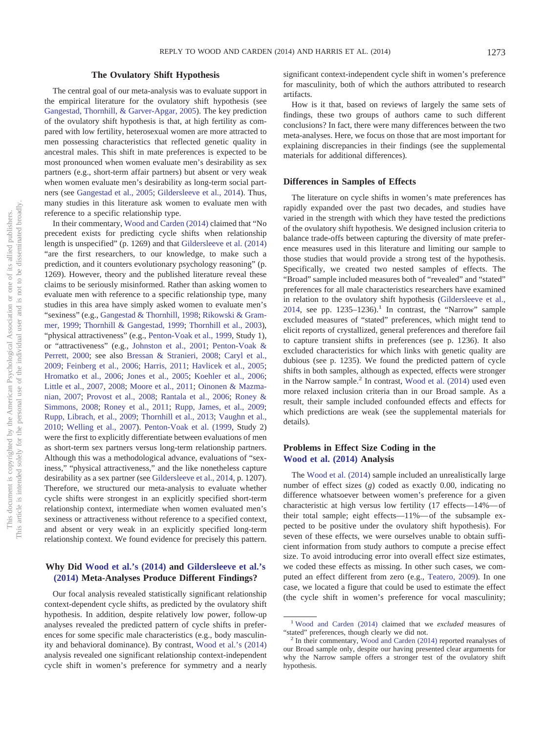## The Ovulatory Shift Hypothesis

The central goal of our meta-analysis was to evaluate support in the empirical literature for the ovulatory shift hypothesis (see Gangestad, Thornhill, & Garver-Apgar, 2005). The key prediction of the ovulatory shift hypothesis is that, at high fertility as compared with low fertility, heterosexual women are more attracted to men possessing characteristics that reflected genetic quality in ancestral males. This shift in mate preferences is expected to be most pronounced when women evaluate men's desirability as sex partners (e.g., short-term affair partners) but absent or very weak when women evaluate men's desirability as long-term social partners (see Gangestad et al., 2005; Gildersleeve et al., 2014). Thus, many studies in this literature ask women to evaluate men with reference to a specific relationship type.

In their commentary, Wood and Carden (2014) claimed that "No precedent exists for predicting cycle shifts when relationship length is unspecified" (p. 1269) and that Gildersleeve et al. (2014) "are the first researchers, to our knowledge, to make such a prediction, and it counters evolutionary psychology reasoning" (p. 1269). However, theory and the published literature reveal these claims to be seriously misinformed. Rather than asking women to evaluate men with reference to a specific relationship type, many studies in this area have simply asked women to evaluate men's "sexiness" (e.g., Gangestad & Thornhill, 1998; Rikowski & Grammer, 1999; Thornhill & Gangestad, 1999; Thornhill et al., 2003), "physical attractiveness" (e.g., Penton-Voak et al., 1999, Study 1), or "attractiveness" (e.g., Johnston et al., 2001; Penton-Voak & Perrett, 2000; see also Bressan & Stranieri, 2008; Caryl et al., 2009; Feinberg et al., 2006; Harris, 2011; Havlicek et al., 2005; Hromatko et al., 2006; Jones et al., 2005; Koehler et al., 2006; Little et al., 2007, 2008; Moore et al., 2011; Oinonen & Mazmanian, 2007; Provost et al., 2008; Rantala et al., 2006; Roney & Simmons, 2008; Roney et al., 2011; Rupp, James, et al., 2009; Rupp, Librach, et al., 2009; Thornhill et al., 2013; Vaughn et al., 2010; Welling et al., 2007). Penton-Voak et al. (1999, Study 2) were the first to explicitly differentiate between evaluations of men as short-term sex partners versus long-term relationship partners. Although this was a methodological advance, evaluations of "sexiness," "physical attractiveness," and the like nonetheless capture desirability as a sex partner (see Gildersleeve et al., 2014, p. 1207). Therefore, we structured our meta-analysis to evaluate whether cycle shifts were strongest in an explicitly specified short-term relationship context, intermediate when women evaluated men's sexiness or attractiveness without reference to a specified context, and absent or very weak in an explicitly specified long-term relationship context. We found evidence for precisely this pattern.

## Why Did Wood et al.'s (2014) and Gildersleeve et al.'s (2014) Meta-Analyses Produce Different Findings?

Our focal analysis revealed statistically significant relationship context-dependent cycle shifts, as predicted by the ovulatory shift hypothesis. In addition, despite relatively low power, follow-up analyses revealed the predicted pattern of cycle shifts in preferences for some specific male characteristics (e.g., body masculinity and behavioral dominance). By contrast, Wood et al.'s (2014) analysis revealed one significant relationship context-independent cycle shift in women's preference for symmetry and a nearly significant context-independent cycle shift in women's preference for masculinity, both of which the authors attributed to research artifacts.

How is it that, based on reviews of largely the same sets of findings, these two groups of authors came to such different conclusions? In fact, there were many differences between the two meta-analyses. Here, we focus on those that are most important for explaining discrepancies in their findings (see the supplemental materials for additional differences).

### Differences in Samples of Effects

The literature on cycle shifts in women's mate preferences has rapidly expanded over the past two decades, and studies have varied in the strength with which they have tested the predictions of the ovulatory shift hypothesis. We designed inclusion criteria to balance trade-offs between capturing the diversity of mate preference measures used in this literature and limiting our sample to those studies that would provide a strong test of the hypothesis. Specifically, we created two nested samples of effects. The "Broad" sample included measures both of "revealed" and "stated" preferences for all male characteristics researchers have examined in relation to the ovulatory shift hypothesis (Gildersleeve et al., 2014, see pp. 1235–1236).[1] In contrast, the "Narrow" sample excluded measures of "stated" preferences, which might tend to elicit reports of crystallized, general preferences and therefore fail to capture transient shifts in preferences (see p. 1236). It also excluded characteristics for which links with genetic quality are dubious (see p. 1235). We found the predicted pattern of cycle shifts in both samples, although as expected, effects were stronger in the Narrow sample.[2] In contrast, Wood et al. (2014) used even more relaxed inclusion criteria than in our Broad sample. As a result, their sample included confounded effects and effects for which predictions are weak (see the supplemental materials for details).

### Problems in Effect Size Coding in the Wood et al. (2014) Analysis

The Wood et al. (2014) sample included an unrealistically large number of effect sizes (*g*) coded as exactly 0.00, indicating no difference whatsoever between women's preference for a given characteristic at high versus low fertility (17 effects—14%—of their total sample; eight effects—11%—of the subsample expected to be positive under the ovulatory shift hypothesis). For seven of these effects, we were ourselves unable to obtain sufficient information from study authors to compute a precise effect size. To avoid introducing error into overall effect size estimates, we coded these effects as missing. In other such cases, we computed an effect different from zero (e.g., Teatero, 2009). In one case, we located a figure that could be used to estimate the effect (the cycle shift in women's preference for vocal masculinity;

[1] Wood and Carden (2014) claimed that we *excluded* measures of "stated" preferences, though clearly we did not.

[2] In their commentary, Wood and Carden (2014) reported reanalyses of our Broad sample only, despite our having presented clear arguments for why the Narrow sample offers a stronger test of the ovulatory shift hypothesis.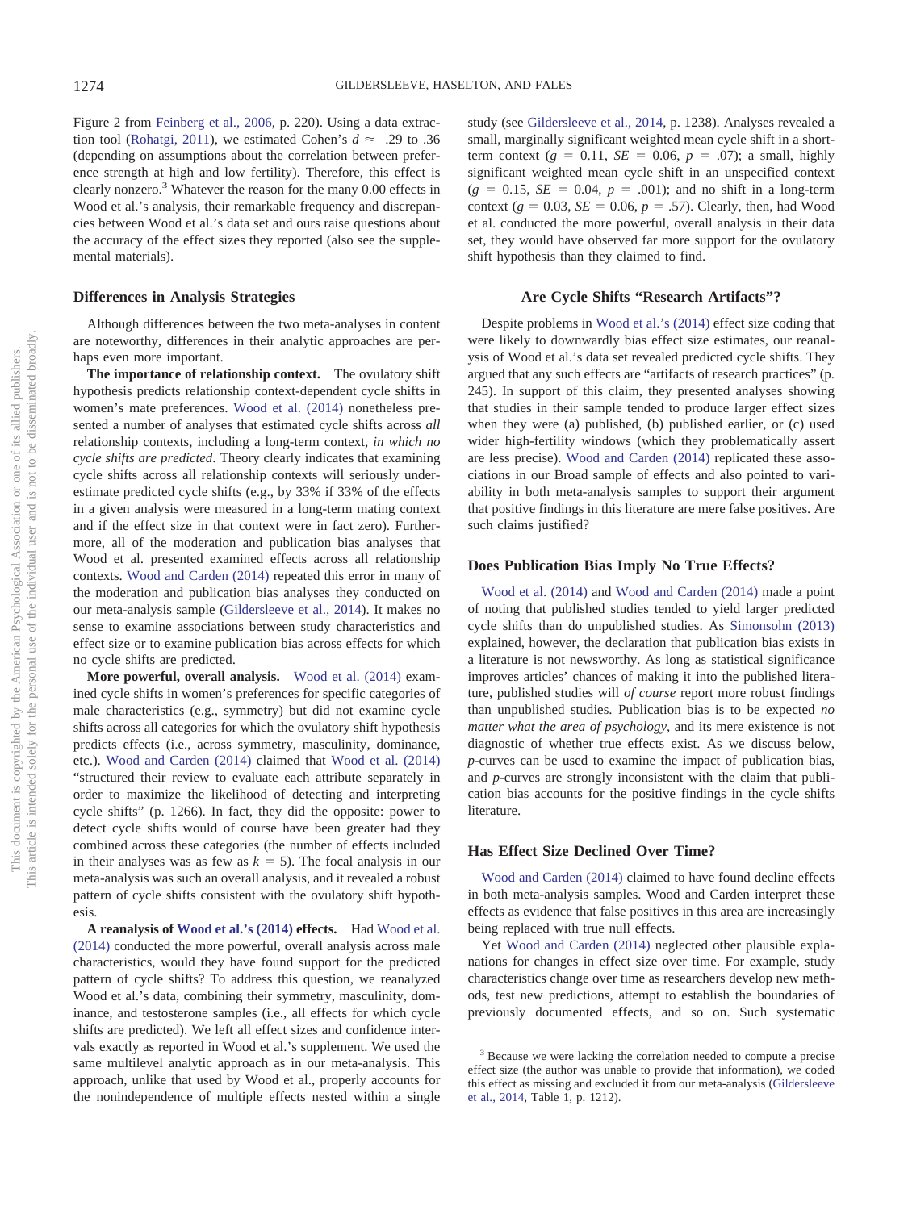Figure 2 from Feinberg et al., 2006, p. 220). Using a data extraction tool (Rohatgi, 2011), we estimated Cohen's $d \approx .29$ to .36 (depending on assumptions about the correlation between preference strength at high and low fertility). Therefore, this effect is clearly nonzero.[3] Whatever the reason for the many 0.00 effects in Wood et al.'s analysis, their remarkable frequency and discrepancies between Wood et al.'s data set and ours raise questions about the accuracy of the effect sizes they reported (also see the supplemental materials).

## Differences in Analysis Strategies

Although differences between the two meta-analyses in content are noteworthy, differences in their analytic approaches are perhaps even more important.

**The importance of relationship context.** The ovulatory shift hypothesis predicts relationship context-dependent cycle shifts in women's mate preferences. Wood et al. (2014) nonetheless presented a number of analyses that estimated cycle shifts across *all* relationship contexts, including a long-term context, *in which no cycle shifts are predicted*. Theory clearly indicates that examining cycle shifts across all relationship contexts will seriously underestimate predicted cycle shifts (e.g., by 33% if 33% of the effects in a given analysis were measured in a long-term mating context and if the effect size in that context were in fact zero). Furthermore, all of the moderation and publication bias analyses that Wood et al. presented examined effects across all relationship contexts. Wood and Carden (2014) repeated this error in many of the moderation and publication bias analyses they conducted on our meta-analysis sample (Gildersleeve et al., 2014). It makes no sense to examine associations between study characteristics and effect size or to examine publication bias across effects for which no cycle shifts are predicted.

**More powerful, overall analysis.** Wood et al. (2014) examined cycle shifts in women's preferences for specific categories of male characteristics (e.g., symmetry) but did not examine cycle shifts across all categories for which the ovulatory shift hypothesis predicts effects (i.e., across symmetry, masculinity, dominance, etc.). Wood and Carden (2014) claimed that Wood et al. (2014) "structured their review to evaluate each attribute separately in order to maximize the likelihood of detecting and interpreting cycle shifts" (p. 1266). In fact, they did the opposite: power to detect cycle shifts would of course have been greater had they combined across these categories (the number of effects included in their analyses was as few as $k = 5$). The focal analysis in our meta-analysis was such an overall analysis, and it revealed a robust pattern of cycle shifts consistent with the ovulatory shift hypothesis.

**A reanalysis of Wood et al.'s (2014) effects.** Had Wood et al. (2014) conducted the more powerful, overall analysis across male characteristics, would they have found support for the predicted pattern of cycle shifts? To address this question, we reanalyzed Wood et al.'s data, combining their symmetry, masculinity, dominance, and testosterone samples (i.e., all effects for which cycle shifts are predicted). We left all effect sizes and confidence intervals exactly as reported in Wood et al.'s supplement. We used the same multilevel analytic approach as in our meta-analysis. This approach, unlike that used by Wood et al., properly accounts for the nonindependence of multiple effects nested within a single study (see Gildersleeve et al., 2014, p. 1238). Analyses revealed a small, marginally significant weighted mean cycle shift in a short-term context ($g = 0.11$, $SE = 0.06$, $p = .07$); a small, highly significant weighted mean cycle shift in an unspecified context ($g = 0.15$, $SE = 0.04$, $p = .001$); and no shift in a long-term context ($g = 0.03$, $SE = 0.06$, $p = .57$). Clearly, then, had Wood et al. conducted the more powerful, overall analysis in their data set, they would have observed far more support for the ovulatory shift hypothesis than they claimed to find.

## Are Cycle Shifts "Research Artifacts"?

Despite problems in Wood et al.'s (2014) effect size coding that were likely to downwardly bias effect size estimates, our reanalysis of Wood et al.'s data set revealed predicted cycle shifts. They argued that any such effects are "artifacts of research practices" (p. 245). In support of this claim, they presented analyses showing that studies in their sample tended to produce larger effect sizes when they were (a) published, (b) published earlier, or (c) used wider high-fertility windows (which they problematically assert are less precise). Wood and Carden (2014) replicated these associations in our Broad sample of effects and also pointed to variability in both meta-analysis samples to support their argument that positive findings in this literature are mere false positives. Are such claims justified?

## Does Publication Bias Imply No True Effects?

Wood et al. (2014) and Wood and Carden (2014) made a point of noting that published studies tended to yield larger predicted cycle shifts than do unpublished studies. As Simonsohn (2013) explained, however, the declaration that publication bias exists in a literature is not newsworthy. As long as statistical significance improves articles' chances of making it into the published literature, published studies will *of course* report more robust findings than unpublished studies. Publication bias is to be expected *no matter what the area of psychology*, and its mere existence is not diagnostic of whether true effects exist. As we discuss below, *p*-curves can be used to examine the impact of publication bias, and *p*-curves are strongly inconsistent with the claim that publication bias accounts for the positive findings in the cycle shifts literature.

## Has Effect Size Declined Over Time?

Wood and Carden (2014) claimed to have found decline effects in both meta-analysis samples. Wood and Carden interpret these effects as evidence that false positives in this area are increasingly being replaced with true null effects.

Yet Wood and Carden (2014) neglected other plausible explanations for changes in effect size over time. For example, study characteristics change over time as researchers develop new methods, test new predictions, attempt to establish the boundaries of previously documented effects, and so on. Such systematic

---

[3] Because we were lacking the correlation needed to compute a precise effect size (the author was unable to provide that information), we coded this effect as missing and excluded it from our meta-analysis (Gildersleeve et al., 2014, Table 1, p. 1212).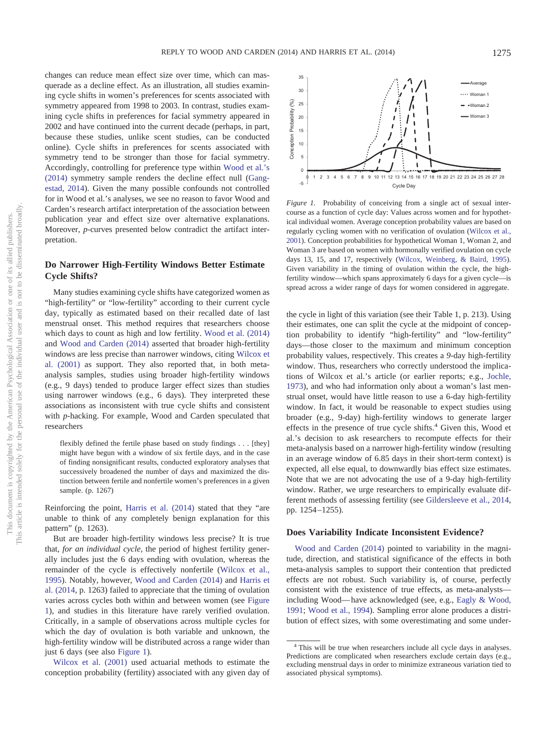changes can reduce mean effect size over time, which can masquerade as a decline effect. As an illustration, all studies examining cycle shifts in women's preferences for scents associated with symmetry appeared from 1998 to 2003. In contrast, studies examining cycle shifts in preferences for facial symmetry appeared in 2002 and have continued into the current decade (perhaps, in part, because these studies, unlike scent studies, can be conducted online). Cycle shifts in preferences for scents associated with symmetry tend to be stronger than those for facial symmetry. Accordingly, controlling for preference type within Wood et al.'s (2014) symmetry sample renders the decline effect null (Gangestad, 2014). Given the many possible confounds not controlled for in Wood et al.'s analyses, we see no reason to favor Wood and Carden's research artifact interpretation of the association between publication year and effect size over alternative explanations. Moreover, *p*-curves presented below contradict the artifact interpretation.

## Do Narrower High-Fertility Windows Better Estimate Cycle Shifts?

Many studies examining cycle shifts have categorized women as "high-fertility" or "low-fertility" according to their current cycle day, typically as estimated based on their recalled date of last menstrual onset. This method requires that researchers choose which days to count as high and low fertility. Wood et al. (2014) and Wood and Carden (2014) asserted that broader high-fertility windows are less precise than narrower windows, citing Wilcox et al. (2001) as support. They also reported that, in both meta-analysis samples, studies using broader high-fertility windows (e.g., 9 days) tended to produce larger effect sizes than studies using narrower windows (e.g., 6 days). They interpreted these associations as inconsistent with true cycle shifts and consistent with *p*-hacking. For example, Wood and Carden speculated that researchers

> flexibly defined the fertile phase based on study findings . . . [they] might have begun with a window of six fertile days, and in the case of finding nonsignificant results, conducted exploratory analyses that successively broadened the number of days and maximized the distinction between fertile and nonfertile women's preferences in a given sample. (p. 1267)

Reinforcing the point, Harris et al. (2014) stated that they "are unable to think of any completely benign explanation for this pattern" (p. 1263).

But are broader high-fertility windows less precise? It is true that, *for an individual cycle*, the period of highest fertility generally includes just the 6 days ending with ovulation, whereas the remainder of the cycle is effectively nonfertile (Wilcox et al., 1995). Notably, however, Wood and Carden (2014) and Harris et al. (2014, p. 1263) failed to appreciate that the timing of ovulation varies across cycles both within and between women (see Figure 1), and studies in this literature have rarely verified ovulation. Critically, in a sample of observations across multiple cycles for which the day of ovulation is both variable and unknown, the high-fertility window will be distributed across a range wider than just 6 days (see also Figure 1).

Wilcox et al. (2001) used actuarial methods to estimate the conception probability (fertility) associated with any given day of the cycle in light of this variation (see their Table 1, p. 213). Using their estimates, one can split the cycle at the midpoint of conception probability to identify "high-fertility" and "low-fertility" days—those closer to the maximum and minimum conception probability values, respectively. This creates a 9-day high-fertility window. Thus, researchers who correctly understood the implications of Wilcox et al.'s article (or earlier reports; e.g., Jochle, 1973), and who had information only about a woman's last menstrual onset, would have little reason to use a 6-day high-fertility window. In fact, it would be reasonable to expect studies using broader (e.g., 9-day) high-fertility windows to generate larger effects in the presence of true cycle shifts.[4] Given this, Wood et al.'s decision to ask researchers to recompute effects for their meta-analysis based on a narrower high-fertility window (resulting in an average window of 6.85 days in their short-term context) is expected, all else equal, to downwardly bias effect size estimates. Note that we are not advocating the use of a 9-day high-fertility window. Rather, we urge researchers to empirically evaluate different methods of assessing fertility (see Gildersleeve et al., 2014, pp. 1254–1255).

*Figure 1.* Probability of conceiving from a single act of sexual intercourse as a function of cycle day: Values across women and for hypothetical individual women. Average conception probability values are based on regularly cycling women with no verification of ovulation (Wilcox et al., 2001). Conception probabilities for hypothetical Woman 1, Woman 2, and Woman 3 are based on women with hormonally verified ovulation on cycle days 13, 15, and 17, respectively (Wilcox, Weinberg, & Baird, 1995). Given variability in the timing of ovulation within the cycle, the high-fertility window—which spans approximately 6 days for a given cycle—is spread across a wider range of days for women considered in aggregate.

## Does Variability Indicate Inconsistent Evidence?

Wood and Carden (2014) pointed to variability in the magnitude, direction, and statistical significance of the effects in both meta-analysis samples to support their contention that predicted effects are not robust. Such variability is, of course, perfectly consistent with the existence of true effects, as meta-analysts—including Wood—have acknowledged (see, e.g., Eagly & Wood, 1991; Wood et al., 1994). Sampling error alone produces a distribution of effect sizes, with some overestimating and some under-

[4] This will be true when researchers include all cycle days in analyses. Predictions are complicated when researchers exclude certain days (e.g., excluding menstrual days in order to minimize extraneous variation tied to associated physical symptoms).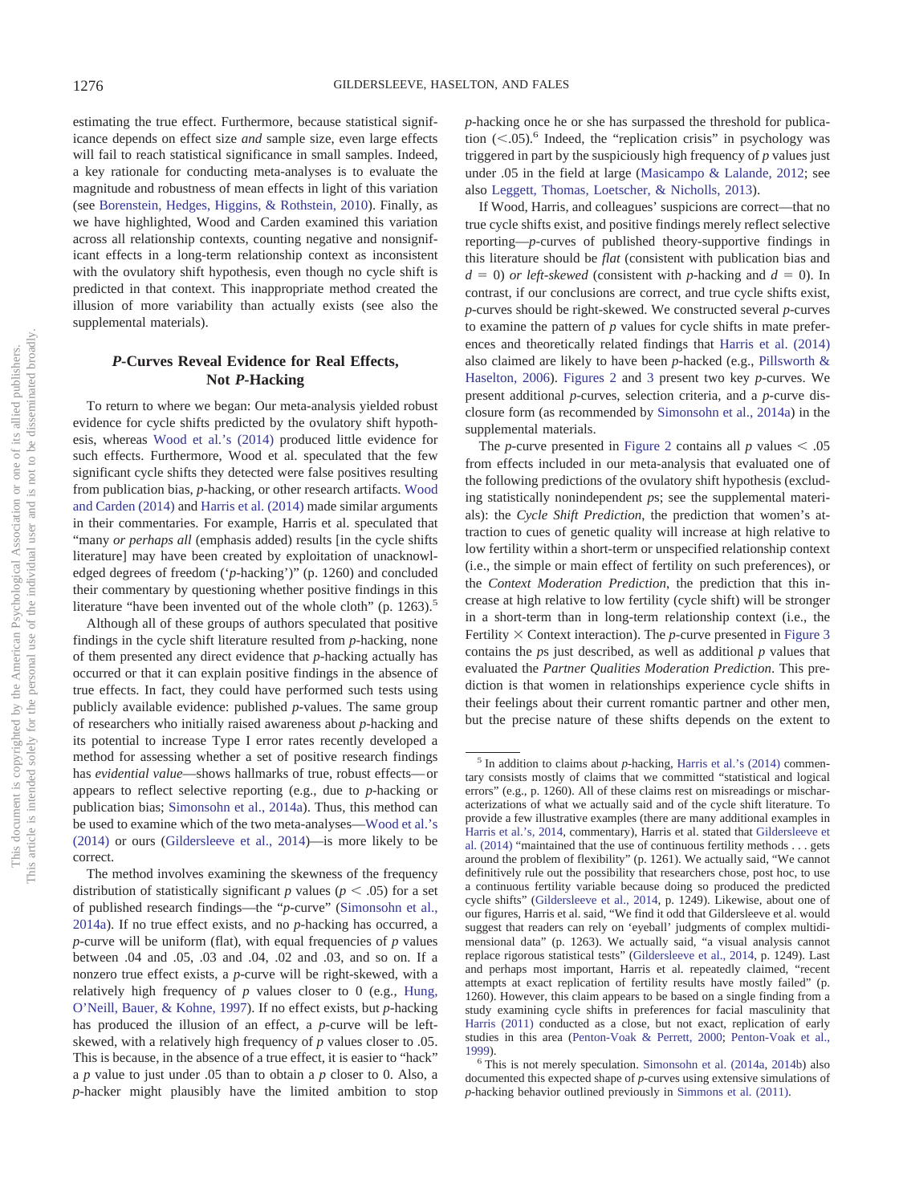estimating the true effect. Furthermore, because statistical significance depends on effect size *and* sample size, even large effects will fail to reach statistical significance in small samples. Indeed, a key rationale for conducting meta-analyses is to evaluate the magnitude and robustness of mean effects in light of this variation (see Borenstein, Hedges, Higgins, & Rothstein, 2010). Finally, as we have highlighted, Wood and Carden examined this variation across all relationship contexts, counting negative and nonsignificant effects in a long-term relationship context as inconsistent with the ovulatory shift hypothesis, even though no cycle shift is predicted in that context. This inappropriate method created the illusion of more variability than actually exists (see also the supplemental materials).

## *P*-Curves Reveal Evidence for Real Effects, Not *P*-Hacking

To return to where we began: Our meta-analysis yielded robust evidence for cycle shifts predicted by the ovulatory shift hypothesis, whereas Wood et al.'s (2014) produced little evidence for such effects. Furthermore, Wood et al. speculated that the few significant cycle shifts they detected were false positives resulting from publication bias, *p*-hacking, or other research artifacts. Wood and Carden (2014) and Harris et al. (2014) made similar arguments in their commentaries. For example, Harris et al. speculated that "many *or perhaps all* (emphasis added) results [in the cycle shifts literature] may have been created by exploitation of unacknowledged degrees of freedom ('*p*-hacking')" (p. 1260) and concluded their commentary by questioning whether positive findings in this literature "have been invented out of the whole cloth" (p. 1263).[5]

Although all of these groups of authors speculated that positive findings in the cycle shift literature resulted from *p*-hacking, none of them presented any direct evidence that *p*-hacking actually has occurred or that it can explain positive findings in the absence of true effects. In fact, they could have performed such tests using publicly available evidence: published *p*-values. The same group of researchers who initially raised awareness about *p*-hacking and its potential to increase Type I error rates recently developed a method for assessing whether a set of positive research findings has *evidential value*—shows hallmarks of true, robust effects—or appears to reflect selective reporting (e.g., due to *p*-hacking or publication bias; Simonsohn et al., 2014a). Thus, this method can be used to examine which of the two meta-analyses—Wood et al.'s (2014) or ours (Gildersleeve et al., 2014)—is more likely to be correct.

The method involves examining the skewness of the frequency distribution of statistically significant *p* values ($p < .05$) for a set of published research findings—the "*p*-curve" (Simonsohn et al., 2014a). If no true effect exists, and no *p*-hacking has occurred, a *p*-curve will be uniform (flat), with equal frequencies of *p* values between .04 and .05, .03 and .04, .02 and .03, and so on. If a nonzero true effect exists, a *p*-curve will be right-skewed, with a relatively high frequency of *p* values closer to 0 (e.g., Hung, O'Neill, Bauer, & Kohne, 1997). If no effect exists, but *p*-hacking has produced the illusion of an effect, a *p*-curve will be left-skewed, with a relatively high frequency of *p* values closer to .05. This is because, in the absence of a true effect, it is easier to "hack" a *p* value to just under .05 than to obtain a *p* closer to 0. Also, a *p*-hacker might plausibly have the limited ambition to stop *p*-hacking once he or she has surpassed the threshold for publication ($<.05$).[6] Indeed, the "replication crisis" in psychology was triggered in part by the suspiciously high frequency of *p* values just under .05 in the field at large (Masicampo & Lalande, 2012; see also Leggett, Thomas, Loetscher, & Nicholls, 2013).

If Wood, Harris, and colleagues' suspicions are correct—that no true cycle shifts exist, and positive findings merely reflect selective reporting—*p*-curves of published theory-supportive findings in this literature should be *flat* (consistent with publication bias and $d = 0$) *or left-skewed* (consistent with *p*-hacking and $d = 0$). In contrast, if our conclusions are correct, and true cycle shifts exist, *p*-curves should be right-skewed. We constructed several *p*-curves to examine the pattern of *p* values for cycle shifts in mate preferences and theoretically related findings that Harris et al. (2014) also claimed are likely to have been *p*-hacked (e.g., Pillsworth & Haselton, 2006). Figures 2 and 3 present two key *p*-curves. We present additional *p*-curves, selection criteria, and a *p*-curve disclosure form (as recommended by Simonsohn et al., 2014a) in the supplemental materials.

The *p*-curve presented in Figure 2 contains all *p* values $< .05$ from effects included in our meta-analysis that evaluated one of the following predictions of the ovulatory shift hypothesis (excluding statistically nonindependent *p*s; see the supplemental materials): the *Cycle Shift Prediction*, the prediction that women's attraction to cues of genetic quality will increase at high relative to low fertility within a short-term or unspecified relationship context (i.e., the simple or main effect of fertility on such preferences), or the *Context Moderation Prediction*, the prediction that this increase at high relative to low fertility (cycle shift) will be stronger in a short-term than in long-term relationship context (i.e., the Fertility × Context interaction). The *p*-curve presented in Figure 3 contains the *p*s just described, as well as additional *p* values that evaluated the *Partner Qualities Moderation Prediction*. This prediction is that women in relationships experience cycle shifts in their feelings about their current romantic partner and other men, but the precise nature of these shifts depends on the extent to

[5] In addition to claims about *p*-hacking, Harris et al.'s (2014) commentary consists mostly of claims that we committed "statistical and logical errors" (e.g., p. 1260). All of these claims rest on misreadings or mischaracterizations of what we actually said and of the cycle shift literature. To provide a few illustrative examples (there are many additional examples in Harris et al.'s, 2014, commentary), Harris et al. stated that Gildersleeve et al. (2014) "maintained that the use of continuous fertility methods . . . gets around the problem of flexibility" (p. 1261). We actually said, "We cannot definitively rule out the possibility that researchers chose, post hoc, to use a continuous fertility variable because doing so produced the predicted cycle shifts" (Gildersleeve et al., 2014, p. 1249). Likewise, about one of our figures, Harris et al. said, "We find it odd that Gildersleeve et al. would suggest that readers can rely on 'eyeball' judgments of complex multidimensional data" (p. 1263). We actually said, "a visual analysis cannot replace rigorous statistical tests" (Gildersleeve et al., 2014, p. 1249). Last and perhaps most important, Harris et al. repeatedly claimed, "recent attempts at exact replication of fertility results have mostly failed" (p. 1260). However, this claim appears to be based on a single finding from a study examining cycle shifts in preferences for facial masculinity that Harris (2011) conducted as a close, but not exact, replication of early studies in this area (Penton-Voak & Perrett, 2000; Penton-Voak et al., 1999).

[6] This is not merely speculation. Simonsohn et al. (2014a, 2014b) also documented this expected shape of *p*-curves using extensive simulations of *p*-hacking behavior outlined previously in Simmons et al. (2011).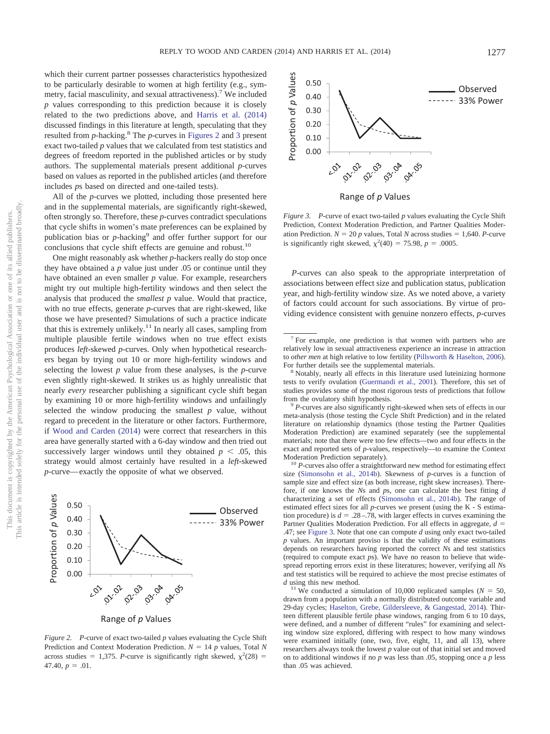which their current partner possesses characteristics hypothesized to be particularly desirable to women at high fertility (e.g., symmetry, facial masculinity, and sexual attractiveness).[7] We included *p* values corresponding to this prediction because it is closely related to the two predictions above, and Harris et al. (2014) discussed findings in this literature at length, speculating that they resulted from *p*-hacking.[8] The *p*-curves in Figures 2 and 3 present exact two-tailed *p* values that we calculated from test statistics and degrees of freedom reported in the published articles or by study authors. The supplemental materials present additional *p*-curves based on values as reported in the published articles (and therefore includes *p*s based on directed and one-tailed tests).

All of the *p*-curves we plotted, including those presented here and in the supplemental materials, are significantly right-skewed, often strongly so. Therefore, these *p*-curves contradict speculations that cycle shifts in women's mate preferences can be explained by publication bias or *p*-hacking[9] and offer further support for our conclusions that cycle shift effects are genuine and robust.[10]

One might reasonably ask whether *p*-hackers really do stop once they have obtained a *p* value just under .05 or continue until they have obtained an even smaller *p* value. For example, researchers might try out multiple high-fertility windows and then select the analysis that produced the *smallest* *p* value. Would that practice, with no true effects, generate *p*-curves that are right-skewed, like those we have presented? Simulations of such a practice indicate that this is extremely unlikely.[11] In nearly all cases, sampling from multiple plausible fertile windows when no true effect exists produces *left*-skewed *p*-curves. Only when hypothetical researchers began by trying out 10 or more high-fertility windows and selecting the lowest *p* value from these analyses, is the *p*-curve even slightly right-skewed. It strikes us as highly unrealistic that nearly *every* researcher publishing a significant cycle shift began by examining 10 or more high-fertility windows and unfailingly selected the window producing the smallest *p* value, without regard to precedent in the literature or other factors. Furthermore, if Wood and Carden (2014) were correct that researchers in this area have generally started with a 6-day window and then tried out successively larger windows until they obtained $p < .05$, this strategy would almost certainly have resulted in a *left*-skewed *p*-curve—exactly the opposite of what we observed.

*Figure 2.* *P*-curve of exact two-tailed *p* values evaluating the Cycle Shift Prediction and Context Moderation Prediction. $N = 14$ *p* values, Total *N* across studies = 1,375. *P*-curve is significantly right skewed, $\chi^2(28) = 47.40$, $p = .01$.

*Figure 3.* *P*-curve of exact two-tailed *p* values evaluating the Cycle Shift Prediction, Context Moderation Prediction, and Partner Qualities Moderation Prediction. $N = 20$ *p* values, Total *N* across studies = 1,640. *P*-curve is significantly right skewed, $\chi^2(40) = 75.98$, $p = .0005$.

*P*-curves can also speak to the appropriate interpretation of associations between effect size and publication status, publication year, and high-fertility window size. As we noted above, a variety of factors could account for such associations. By virtue of providing evidence consistent with genuine nonzero effects, *p*-curves

---

[7] For example, one prediction is that women with partners who are relatively low in sexual attractiveness experience an increase in attraction to *other men* at high relative to low fertility (Pillsworth & Haselton, 2006). For further details see the supplemental materials.

[8] Notably, nearly all effects in this literature used luteinizing hormone tests to verify ovulation (Guermandi et al., 2001). Therefore, this set of studies provides some of the most rigorous tests of predictions that follow from the ovulatory shift hypothesis.

[9] *P*-curves are also significantly right-skewed when sets of effects in our meta-analysis (those testing the Cycle Shift Prediction) and in the related literature on relationship dynamics (those testing the Partner Qualities Moderation Prediction) are examined separately (see the supplemental materials; note that there were too few effects—two and four effects in the exact and reported sets of *p*-values, respectively—to examine the Context Moderation Prediction separately).

[10] *P*-curves also offer a straightforward new method for estimating effect size (Simonsohn et al., 2014b). Skewness of *p*-curves is a function of sample size and effect size (as both increase, right skew increases). Therefore, if one knows the *N*s and *p*s, one can calculate the best fitting *d* characterizing a set of effects (Simonsohn et al., 2014b). The range of estimated effect sizes for all *p*-curves we present (using the K - S estimation procedure) is $d = .28$–.78, with larger effects in curves examining the Partner Qualities Moderation Prediction. For all effects in aggregate, $d = .47$; see Figure 3. Note that one can compute *d* using only exact two-tailed *p* values. An important proviso is that the validity of these estimations depends on researchers having reported the correct *N*s and test statistics (required to compute exact *p*s). We have no reason to believe that widespread reporting errors exist in these literatures; however, verifying all *N*s and test statistics will be required to achieve the most precise estimates of *d* using this new method.

[11] We conducted a simulation of 10,000 replicated samples ($N = 50$, drawn from a population with a normally distributed outcome variable and 29-day cycles; Haselton, Grebe, Gildersleeve, & Gangestad, 2014). Thirteen different plausible fertile phase windows, ranging from 6 to 10 days, were defined, and a number of different "rules" for examining and selecting window size explored, differing with respect to how many windows were examined initially (one, two, five, eight, 11, and 13), where researchers always took the lowest *p* value out of that initial set and moved on to additional windows if no *p* was less than .05, stopping once a *p* less than .05 was achieved.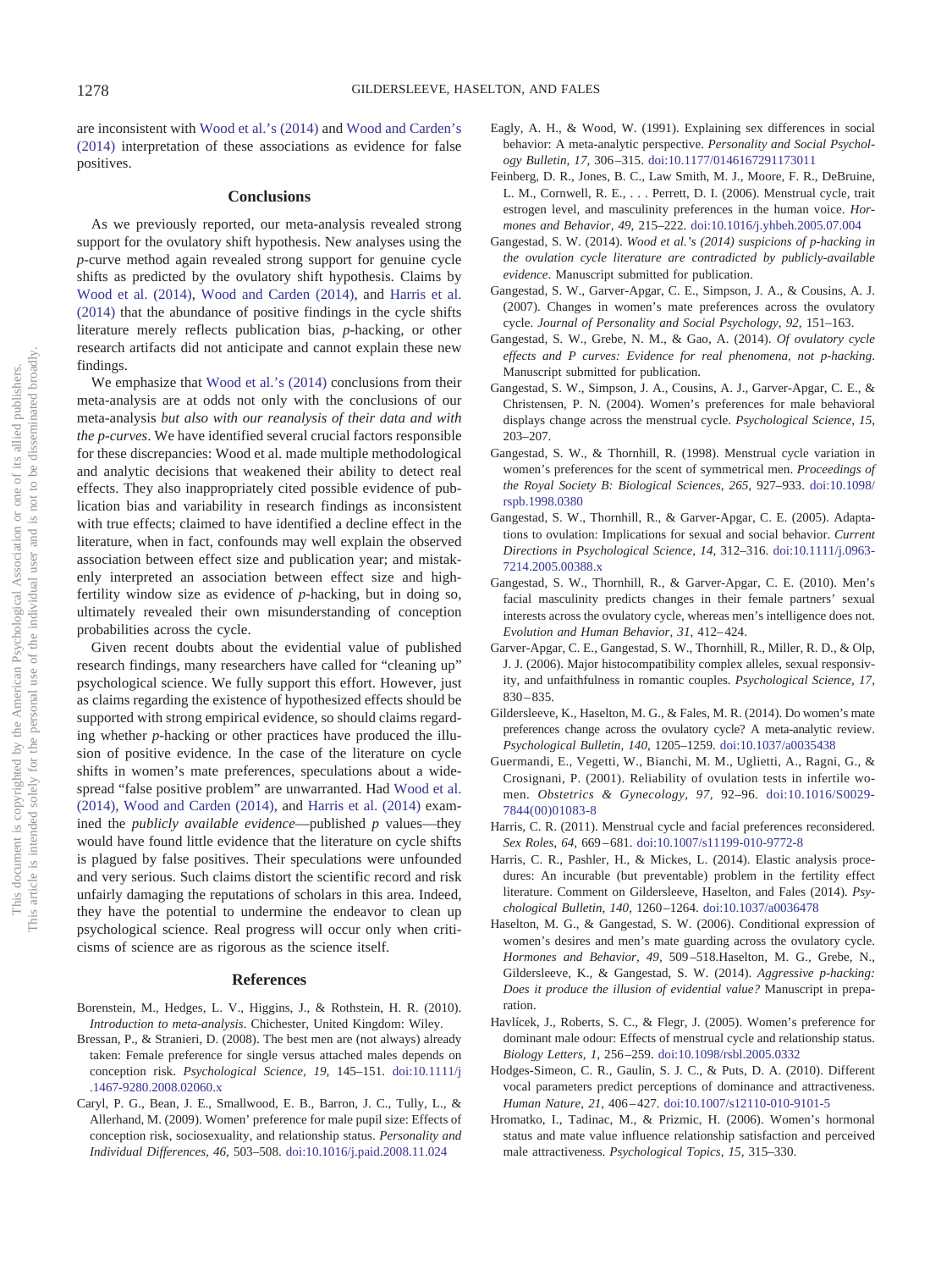are inconsistent with Wood et al.'s (2014) and Wood and Carden's (2014) interpretation of these associations as evidence for false positives.

## Conclusions

As we previously reported, our meta-analysis revealed strong support for the ovulatory shift hypothesis. New analyses using the *p*-curve method again revealed strong support for genuine cycle shifts as predicted by the ovulatory shift hypothesis. Claims by Wood et al. (2014), Wood and Carden (2014), and Harris et al. (2014) that the abundance of positive findings in the cycle shifts literature merely reflects publication bias, *p*-hacking, or other research artifacts did not anticipate and cannot explain these new findings.

We emphasize that Wood et al.'s (2014) conclusions from their meta-analysis are at odds not only with the conclusions of our meta-analysis *but also with our reanalysis of their data and with the p-curves*. We have identified several crucial factors responsible for these discrepancies: Wood et al. made multiple methodological and analytic decisions that weakened their ability to detect real effects. They also inappropriately cited possible evidence of publication bias and variability in research findings as inconsistent with true effects; claimed to have identified a decline effect in the literature, when in fact, confounds may well explain the observed association between effect size and publication year; and mistakenly interpreted an association between effect size and high-fertility window size as evidence of *p*-hacking, but in doing so, ultimately revealed their own misunderstanding of conception probabilities across the cycle.

Given recent doubts about the evidential value of published research findings, many researchers have called for "cleaning up" psychological science. We fully support this effort. However, just as claims regarding the existence of hypothesized effects should be supported with strong empirical evidence, so should claims regarding whether *p*-hacking or other practices have produced the illusion of positive evidence. In the case of the literature on cycle shifts in women's mate preferences, speculations about a widespread "false positive problem" are unwarranted. Had Wood et al. (2014), Wood and Carden (2014), and Harris et al. (2014) examined the *publicly available evidence*—published *p* values—they would have found little evidence that the literature on cycle shifts is plagued by false positives. Their speculations were unfounded and very serious. Such claims distort the scientific record and risk unfairly damaging the reputations of scholars in this area. Indeed, they have the potential to undermine the endeavor to clean up psychological science. Real progress will occur only when criticisms of science are as rigorous as the science itself.

## References

Borenstein, M., Hedges, L. V., Higgins, J., & Rothstein, H. R. (2010). *Introduction to meta-analysis*. Chichester, United Kingdom: Wiley.

Bressan, P., & Stranieri, D. (2008). The best men are (not always) already taken: Female preference for single versus attached males depends on conception risk. *Psychological Science, 19,* 145–151. doi:10.1111/j.1467-9280.2008.02060.x

Caryl, P. G., Bean, J. E., Smallwood, E. B., Barron, J. C., Tully, L., & Allerhand, M. (2009). Women' preference for male pupil size: Effects of conception risk, sociosexuality, and relationship status. *Personality and Individual Differences, 46,* 503–508. doi:10.1016/j.paid.2008.11.024

Eagly, A. H., & Wood, W. (1991). Explaining sex differences in social behavior: A meta-analytic perspective. *Personality and Social Psychology Bulletin, 17,* 306–315. doi:10.1177/0146167291173011

Feinberg, D. R., Jones, B. C., Law Smith, M. J., Moore, F. R., DeBruine, L. M., Cornwell, R. E., . . . Perrett, D. I. (2006). Menstrual cycle, trait estrogen level, and masculinity preferences in the human voice. *Hormones and Behavior, 49,* 215–222. doi:10.1016/j.yhbeh.2005.07.004

Gangestad, S. W. (2014). *Wood et al.'s (2014) suspicions of p-hacking in the ovulation cycle literature are contradicted by publicly-available evidence*. Manuscript submitted for publication.

Gangestad, S. W., Garver-Apgar, C. E., Simpson, J. A., & Cousins, A. J. (2007). Changes in women's mate preferences across the ovulatory cycle. *Journal of Personality and Social Psychology, 92,* 151–163.

Gangestad, S. W., Grebe, N. M., & Gao, A. (2014). *Of ovulatory cycle effects and P curves: Evidence for real phenomena, not p-hacking*. Manuscript submitted for publication.

Gangestad, S. W., Simpson, J. A., Cousins, A. J., Garver-Apgar, C. E., & Christensen, P. N. (2004). Women's preferences for male behavioral displays change across the menstrual cycle. *Psychological Science, 15,* 203–207.

Gangestad, S. W., & Thornhill, R. (1998). Menstrual cycle variation in women's preferences for the scent of symmetrical men. *Proceedings of the Royal Society B: Biological Sciences, 265,* 927–933. doi:10.1098/rspb.1998.0380

Gangestad, S. W., Thornhill, R., & Garver-Apgar, C. E. (2005). Adaptations to ovulation: Implications for sexual and social behavior. *Current Directions in Psychological Science, 14,* 312–316. doi:10.1111/j.0963-7214.2005.00388.x

Gangestad, S. W., Thornhill, R., & Garver-Apgar, C. E. (2010). Men's facial masculinity predicts changes in their female partners' sexual interests across the ovulatory cycle, whereas men's intelligence does not. *Evolution and Human Behavior, 31,* 412–424.

Garver-Apgar, C. E., Gangestad, S. W., Thornhill, R., Miller, R. D., & Olp, J. J. (2006). Major histocompatibility complex alleles, sexual responsivity, and unfaithfulness in romantic couples. *Psychological Science, 17,* 830–835.

Gildersleeve, K., Haselton, M. G., & Fales, M. R. (2014). Do women's mate preferences change across the ovulatory cycle? A meta-analytic review. *Psychological Bulletin, 140,* 1205–1259. doi:10.1037/a0035438

Guermandi, E., Vegetti, W., Bianchi, M. M., Uglietti, A., Ragni, G., & Crosignani, P. (2001). Reliability of ovulation tests in infertile women. *Obstetrics & Gynecology, 97,* 92–96. doi:10.1016/S0029-7844(00)01083-8

Harris, C. R. (2011). Menstrual cycle and facial preferences reconsidered. *Sex Roles, 64,* 669–681. doi:10.1007/s11199-010-9772-8

Harris, C. R., Pashler, H., & Mickes, L. (2014). Elastic analysis procedures: An incurable (but preventable) problem in the fertility effect literature. Comment on Gildersleeve, Haselton, and Fales (2014). *Psychological Bulletin, 140,* 1260–1264. doi:10.1037/a0036478

Haselton, M. G., & Gangestad, S. W. (2006). Conditional expression of women's desires and men's mate guarding across the ovulatory cycle. *Hormones and Behavior, 49,* 509–518.Haselton, M. G., Grebe, N., Gildersleeve, K., & Gangestad, S. W. (2014). *Aggressive p-hacking: Does it produce the illusion of evidential value?* Manuscript in preparation.

Havlícek, J., Roberts, S. C., & Flegr, J. (2005). Women's preference for dominant male odour: Effects of menstrual cycle and relationship status. *Biology Letters, 1,* 256–259. doi:10.1098/rsbl.2005.0332

Hodges-Simeon, C. R., Gaulin, S. J. C., & Puts, D. A. (2010). Different vocal parameters predict perceptions of dominance and attractiveness. *Human Nature, 21,* 406–427. doi:10.1007/s12110-010-9101-5

Hromatko, I., Tadinac, M., & Prizmic, H. (2006). Women's hormonal status and mate value influence relationship satisfaction and perceived male attractiveness. *Psychological Topics, 15,* 315–330.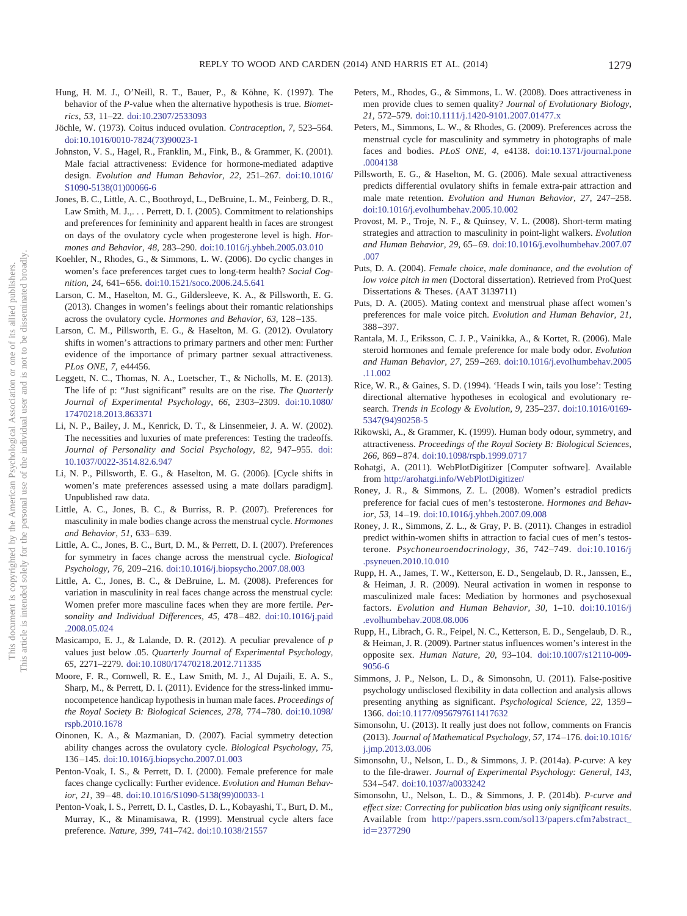Hung, H. M. J., O'Neill, R. T., Bauer, P., & Köhne, K. (1997). The behavior of the *P*-value when the alternative hypothesis is true. *Biometrics, 53,* 11–22. doi:10.2307/2533093

Jöchle, W. (1973). Coitus induced ovulation. *Contraception, 7,* 523–564. doi:10.1016/0010-7824(73)90023-1

Johnston, V. S., Hagel, R., Franklin, M., Fink, B., & Grammer, K. (2001). Male facial attractiveness: Evidence for hormone-mediated adaptive design. *Evolution and Human Behavior, 22,* 251–267. doi:10.1016/S1090-5138(01)00066-6

Jones, B. C., Little, A. C., Boothroyd, L., DeBruine, L. M., Feinberg, D. R., Law Smith, M. J.,. . . Perrett, D. I. (2005). Commitment to relationships and preferences for femininity and apparent health in faces are strongest on days of the ovulatory cycle when progesterone level is high. *Hormones and Behavior, 48,* 283–290. doi:10.1016/j.yhbeh.2005.03.010

Koehler, N., Rhodes, G., & Simmons, L. W. (2006). Do cyclic changes in women's face preferences target cues to long-term health? *Social Cognition, 24,* 641–656. doi:10.1521/soco.2006.24.5.641

Larson, C. M., Haselton, M. G., Gildersleeve, K. A., & Pillsworth, E. G. (2013). Changes in women's feelings about their romantic relationships across the ovulatory cycle. *Hormones and Behavior, 63,* 128–135.

Larson, C. M., Pillsworth, E. G., & Haselton, M. G. (2012). Ovulatory shifts in women's attractions to primary partners and other men: Further evidence of the importance of primary partner sexual attractiveness. *PLos ONE, 7,* e44456.

Leggett, N. C., Thomas, N. A., Loetscher, T., & Nicholls, M. E. (2013). The life of p: "Just significant" results are on the rise. *The Quarterly Journal of Experimental Psychology, 66,* 2303–2309. doi:10.1080/17470218.2013.863371

Li, N. P., Bailey, J. M., Kenrick, D. T., & Linsenmeier, J. A. W. (2002). The necessities and luxuries of mate preferences: Testing the tradeoffs. *Journal of Personality and Social Psychology, 82,* 947–955. doi:10.1037/0022-3514.82.6.947

Li, N. P., Pillsworth, E. G., & Haselton, M. G. (2006). [Cycle shifts in women's mate preferences assessed using a mate dollars paradigm]. Unpublished raw data.

Little, A. C., Jones, B. C., & Burriss, R. P. (2007). Preferences for masculinity in male bodies change across the menstrual cycle. *Hormones and Behavior, 51,* 633–639.

Little, A. C., Jones, B. C., Burt, D. M., & Perrett, D. I. (2007). Preferences for symmetry in faces change across the menstrual cycle. *Biological Psychology, 76,* 209–216. doi:10.1016/j.biopsycho.2007.08.003

Little, A. C., Jones, B. C., & DeBruine, L. M. (2008). Preferences for variation in masculinity in real faces change across the menstrual cycle: Women prefer more masculine faces when they are more fertile. *Personality and Individual Differences, 45,* 478–482. doi:10.1016/j.paid.2008.05.024

Masicampo, E. J., & Lalande, D. R. (2012). A peculiar prevalence of *p* values just below .05. *Quarterly Journal of Experimental Psychology, 65,* 2271–2279. doi:10.1080/17470218.2012.711335

Moore, F. R., Cornwell, R. E., Law Smith, M. J., Al Dujaili, E. A. S., Sharp, M., & Perrett, D. I. (2011). Evidence for the stress-linked immunocompetence handicap hypothesis in human male faces. *Proceedings of the Royal Society B: Biological Sciences, 278,* 774–780. doi:10.1098/rspb.2010.1678

Oinonen, K. A., & Mazmanian, D. (2007). Facial symmetry detection ability changes across the ovulatory cycle. *Biological Psychology, 75,* 136–145. doi:10.1016/j.biopsycho.2007.01.003

Penton-Voak, I. S., & Perrett, D. I. (2000). Female preference for male faces change cyclically: Further evidence. *Evolution and Human Behavior, 21,* 39–48. doi:10.1016/S1090-5138(99)00033-1

Penton-Voak, I. S., Perrett, D. I., Castles, D. L., Kobayashi, T., Burt, D. M., Murray, K., & Minamisawa, R. (1999). Menstrual cycle alters face preference. *Nature, 399,* 741–742. doi:10.1038/21557

Peters, M., Rhodes, G., & Simmons, L. W. (2008). Does attractiveness in men provide clues to semen quality? *Journal of Evolutionary Biology, 21,* 572–579. doi:10.1111/j.1420-9101.2007.01477.x

Peters, M., Simmons, L. W., & Rhodes, G. (2009). Preferences across the menstrual cycle for masculinity and symmetry in photographs of male faces and bodies. *PLoS ONE, 4,* e4138. doi:10.1371/journal.pone.0004138

Pillsworth, E. G., & Haselton, M. G. (2006). Male sexual attractiveness predicts differential ovulatory shifts in female extra-pair attraction and male mate retention. *Evolution and Human Behavior, 27,* 247–258. doi:10.1016/j.evolhumbehav.2005.10.002

Provost, M. P., Troje, N. F., & Quinsey, V. L. (2008). Short-term mating strategies and attraction to masculinity in point-light walkers. *Evolution and Human Behavior, 29,* 65–69. doi:10.1016/j.evolhumbehav.2007.07.007

Puts, D. A. (2004). *Female choice, male dominance, and the evolution of low voice pitch in men* (Doctoral dissertation). Retrieved from ProQuest Dissertations & Theses. (AAT 3139711)

Puts, D. A. (2005). Mating context and menstrual phase affect women's preferences for male voice pitch. *Evolution and Human Behavior, 21,* 388–397.

Rantala, M. J., Eriksson, C. J. P., Vainikka, A., & Kortet, R. (2006). Male steroid hormones and female preference for male body odor. *Evolution and Human Behavior, 27,* 259–269. doi:10.1016/j.evolhumbehav.2005.11.002

Rice, W. R., & Gaines, S. D. (1994). 'Heads I win, tails you lose': Testing directional alternative hypotheses in ecological and evolutionary research. *Trends in Ecology & Evolution, 9,* 235–237. doi:10.1016/0169-5347(94)90258-5

Rikowski, A., & Grammer, K. (1999). Human body odour, symmetry, and attractiveness. *Proceedings of the Royal Society B: Biological Sciences, 266,* 869–874. doi:10.1098/rspb.1999.0717

Rohatgi, A. (2011). WebPlotDigitizer [Computer software]. Available from http://arohatgi.info/WebPlotDigitizer/

Roney, J. R., & Simmons, Z. L. (2008). Women's estradiol predicts preference for facial cues of men's testosterone. *Hormones and Behavior, 53,* 14–19. doi:10.1016/j.yhbeh.2007.09.008

Roney, J. R., Simmons, Z. L., & Gray, P. B. (2011). Changes in estradiol predict within-women shifts in attraction to facial cues of men's testosterone. *Psychoneuroendocrinology, 36,* 742–749. doi:10.1016/j.psyneuen.2010.10.010

Rupp, H. A., James, T. W., Ketterson, E. D., Sengelaub, D. R., Janssen, E., & Heiman, J. R. (2009). Neural activation in women in response to masculinized male faces: Mediation by hormones and psychosexual factors. *Evolution and Human Behavior, 30,* 1–10. doi:10.1016/j.evolhumbehav.2008.08.006

Rupp, H., Librach, G. R., Feipel, N. C., Ketterson, E. D., Sengelaub, D. R., & Heiman, J. R. (2009). Partner status influences women's interest in the opposite sex. *Human Nature, 20,* 93–104. doi:10.1007/s12110-009-9056-6

Simmons, J. P., Nelson, L. D., & Simonsohn, U. (2011). False-positive psychology undisclosed flexibility in data collection and analysis allows presenting anything as significant. *Psychological Science, 22,* 1359–1366. doi:10.1177/0956797611417632

Simonsohn, U. (2013). It really just does not follow, comments on Francis (2013). *Journal of Mathematical Psychology, 57,* 174–176. doi:10.1016/j.jmp.2013.03.006

Simonsohn, U., Nelson, L. D., & Simmons, J. P. (2014a). *P*-curve: A key to the file-drawer. *Journal of Experimental Psychology: General, 143,* 534–547. doi:10.1037/a0033242

Simonsohn, U., Nelson, L. D., & Simmons, J. P. (2014b). *P-curve and effect size: Correcting for publication bias using only significant results*. Available from http://papers.ssrn.com/sol13/papers.cfm?abstract_id=2377290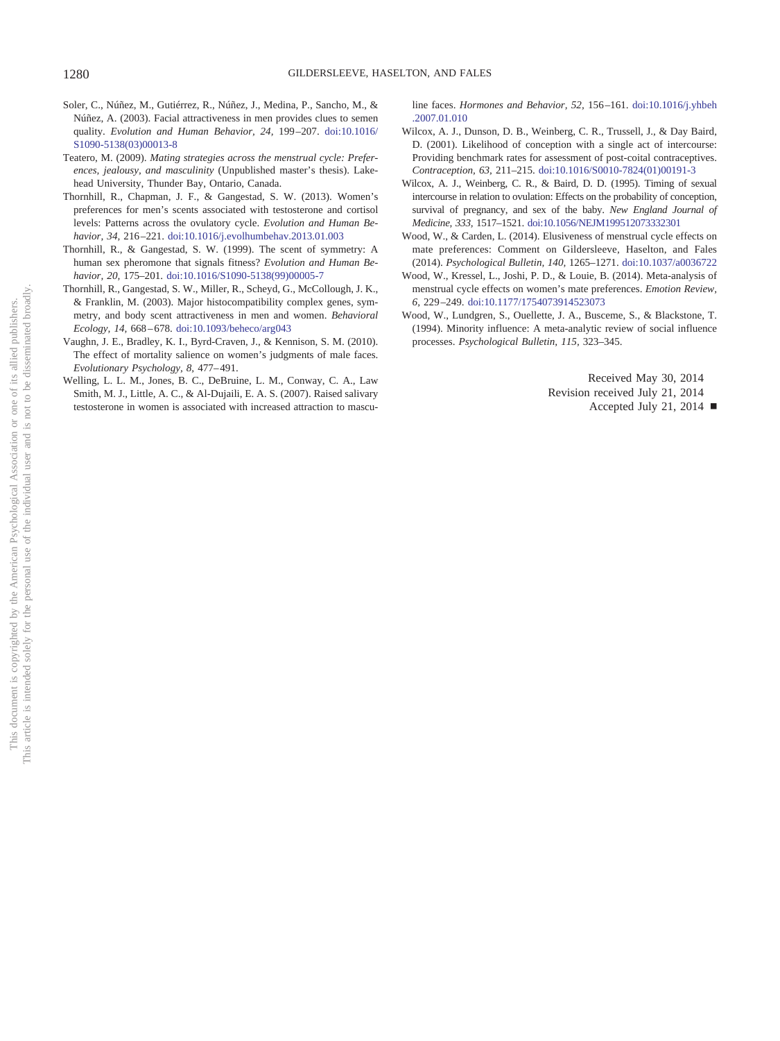Soler, C., Núñez, M., Gutiérrez, R., Núñez, J., Medina, P., Sancho, M., & Núñez, A. (2003). Facial attractiveness in men provides clues to semen quality. *Evolution and Human Behavior, 24,* 199–207. doi:10.1016/S1090-5138(03)00013-8

Teatero, M. (2009). *Mating strategies across the menstrual cycle: Preferences, jealousy, and masculinity* (Unpublished master's thesis). Lakehead University, Thunder Bay, Ontario, Canada.

Thornhill, R., Chapman, J. F., & Gangestad, S. W. (2013). Women's preferences for men's scents associated with testosterone and cortisol levels: Patterns across the ovulatory cycle. *Evolution and Human Behavior, 34,* 216–221. doi:10.1016/j.evolhumbehav.2013.01.003

Thornhill, R., & Gangestad, S. W. (1999). The scent of symmetry: A human sex pheromone that signals fitness? *Evolution and Human Behavior, 20,* 175–201. doi:10.1016/S1090-5138(99)00005-7

Thornhill, R., Gangestad, S. W., Miller, R., Scheyd, G., McCollough, J. K., & Franklin, M. (2003). Major histocompatibility complex genes, symmetry, and body scent attractiveness in men and women. *Behavioral Ecology, 14,* 668–678. doi:10.1093/beheco/arg043

Vaughn, J. E., Bradley, K. I., Byrd-Craven, J., & Kennison, S. M. (2010). The effect of mortality salience on women's judgments of male faces. *Evolutionary Psychology, 8,* 477–491.

Welling, L. L. M., Jones, B. C., DeBruine, L. M., Conway, C. A., Law Smith, M. J., Little, A. C., & Al-Dujaili, E. A. S. (2007). Raised salivary testosterone in women is associated with increased attraction to masculine faces. *Hormones and Behavior, 52,* 156–161. doi:10.1016/j.yhbeh.2007.01.010

Wilcox, A. J., Dunson, D. B., Weinberg, C. R., Trussell, J., & Day Baird, D. (2001). Likelihood of conception with a single act of intercourse: Providing benchmark rates for assessment of post-coital contraceptives. *Contraception, 63,* 211–215. doi:10.1016/S0010-7824(01)00191-3

Wilcox, A. J., Weinberg, C. R., & Baird, D. D. (1995). Timing of sexual intercourse in relation to ovulation: Effects on the probability of conception, survival of pregnancy, and sex of the baby. *New England Journal of Medicine, 333,* 1517–1521. doi:10.1056/NEJM199512073332301

Wood, W., & Carden, L. (2014). Elusiveness of menstrual cycle effects on mate preferences: Comment on Gildersleeve, Haselton, and Fales (2014). *Psychological Bulletin, 140,* 1265–1271. doi:10.1037/a0036722

Wood, W., Kressel, L., Joshi, P. D., & Louie, B. (2014). Meta-analysis of menstrual cycle effects on women's mate preferences. *Emotion Review, 6,* 229–249. doi:10.1177/1754073914523073

Wood, W., Lundgren, S., Ouellette, J. A., Busceme, S., & Blackstone, T. (1994). Minority influence: A meta-analytic review of social influence processes. *Psychological Bulletin, 115,* 323–345.

Received May 30, 2014
Revision received July 21, 2014
Accepted July 21, 2014 ■